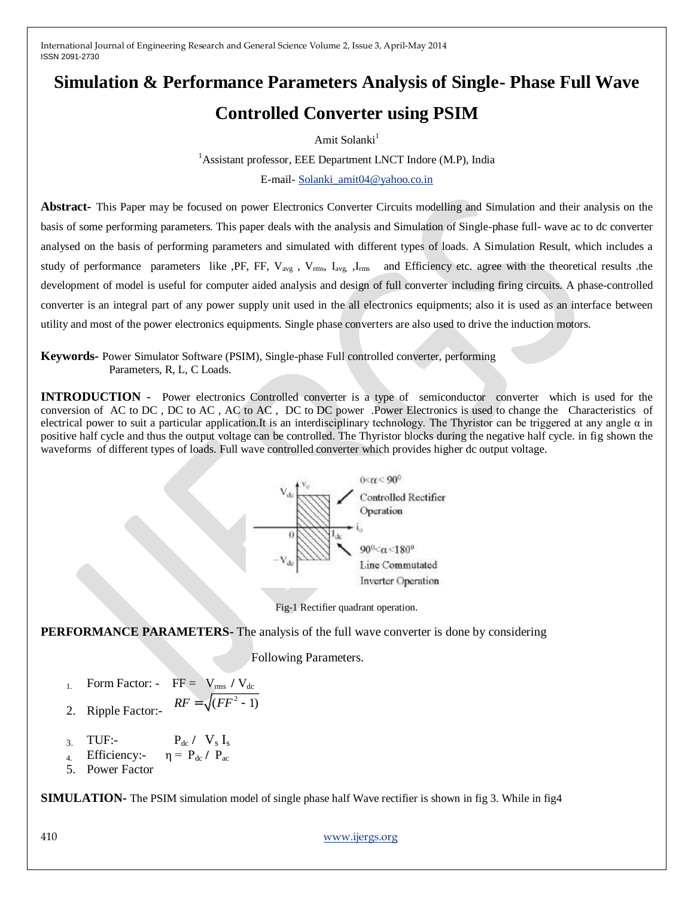# Simulation & Performance Parameters Analysis of Single- Phase Full Wave Controlled Converter using PSIM

Amit Solanki[1]

[1]Assistant professor, EEE Department LNCT Indore (M.P), India

E-mail- Solanki_amit04@yahoo.co.in

**Abstract-** This Paper may be focused on power Electronics Converter Circuits modelling and Simulation and their analysis on the basis of some performing parameters. This paper deals with the analysis and Simulation of Single-phase full- wave ac to dc converter analysed on the basis of performing parameters and simulated with different types of loads. A Simulation Result, which includes a study of performance parameters like ,PF, FF, $V_{avg}$ , $V_{rms}$, $I_{avg}$, ,$I_{rms}$ and Efficiency etc. agree with the theoretical results .the development of model is useful for computer aided analysis and design of full converter including firing circuits. A phase-controlled converter is an integral part of any power supply unit used in the all electronics equipments; also it is used as an interface between utility and most of the power electronics equipments. Single phase converters are also used to drive the induction motors.

**Keywords-** Power Simulator Software (PSIM), Single-phase Full controlled converter, performing Parameters, R, L, C Loads.

**INTRODUCTION** - Power electronics Controlled converter is a type of semiconductor converter which is used for the conversion of AC to DC , DC to AC , AC to AC , DC to DC power .Power Electronics is used to change the Characteristics of electrical power to suit a particular application.It is an interdisciplinary technology. The Thyristor can be triggered at any angle α in positive half cycle and thus the output voltage can be controlled. The Thyristor blocks during the negative half cycle. in fig shown the waveforms of different types of loads. Full wave controlled converter which provides higher dc output voltage.

Fig-1 Rectifier quadrant operation.

**PERFORMANCE PARAMETERS-** The analysis of the full wave converter is done by considering Following Parameters.

1. Form Factor: - $FF = V_{rms} / V_{dc}$
2. Ripple Factor:- $RF = \sqrt{(FF^2 - 1)}$
3. TUF:- $P_{dc} / V_s I_s$
4. Efficiency:- $\eta = P_{dc} / P_{ac}$
5. Power Factor

**SIMULATION-** The PSIM simulation model of single phase half Wave rectifier is shown in fig 3. While in fig4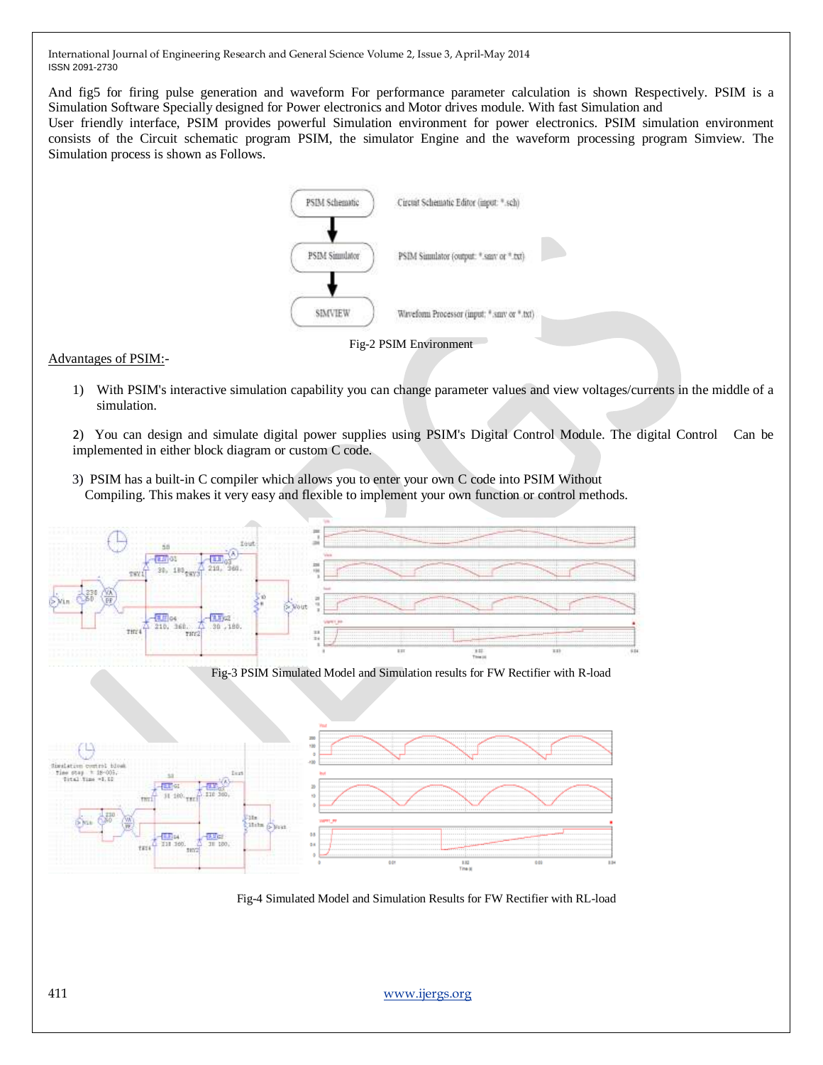And fig5 for firing pulse generation and waveform For performance parameter calculation is shown Respectively. PSIM is a Simulation Software Specially designed for Power electronics and Motor drives module. With fast Simulation and User friendly interface, PSIM provides powerful Simulation environment for power electronics. PSIM simulation environment consists of the Circuit schematic program PSIM, the simulator Engine and the waveform processing program Simview. The Simulation process is shown as Follows.

Fig-2 PSIM Environment

Advantages of PSIM:-

1) With PSIM's interactive simulation capability you can change parameter values and view voltages/currents in the middle of a simulation.

2) You can design and simulate digital power supplies using PSIM's Digital Control Module. The digital Control Can be implemented in either block diagram or custom C code.

3) PSIM has a built-in C compiler which allows you to enter your own C code into PSIM Without Compiling. This makes it very easy and flexible to implement your own function or control methods.

Fig-3 PSIM Simulated Model and Simulation results for FW Rectifier with R-load

Fig-4 Simulated Model and Simulation Results for FW Rectifier with RL-load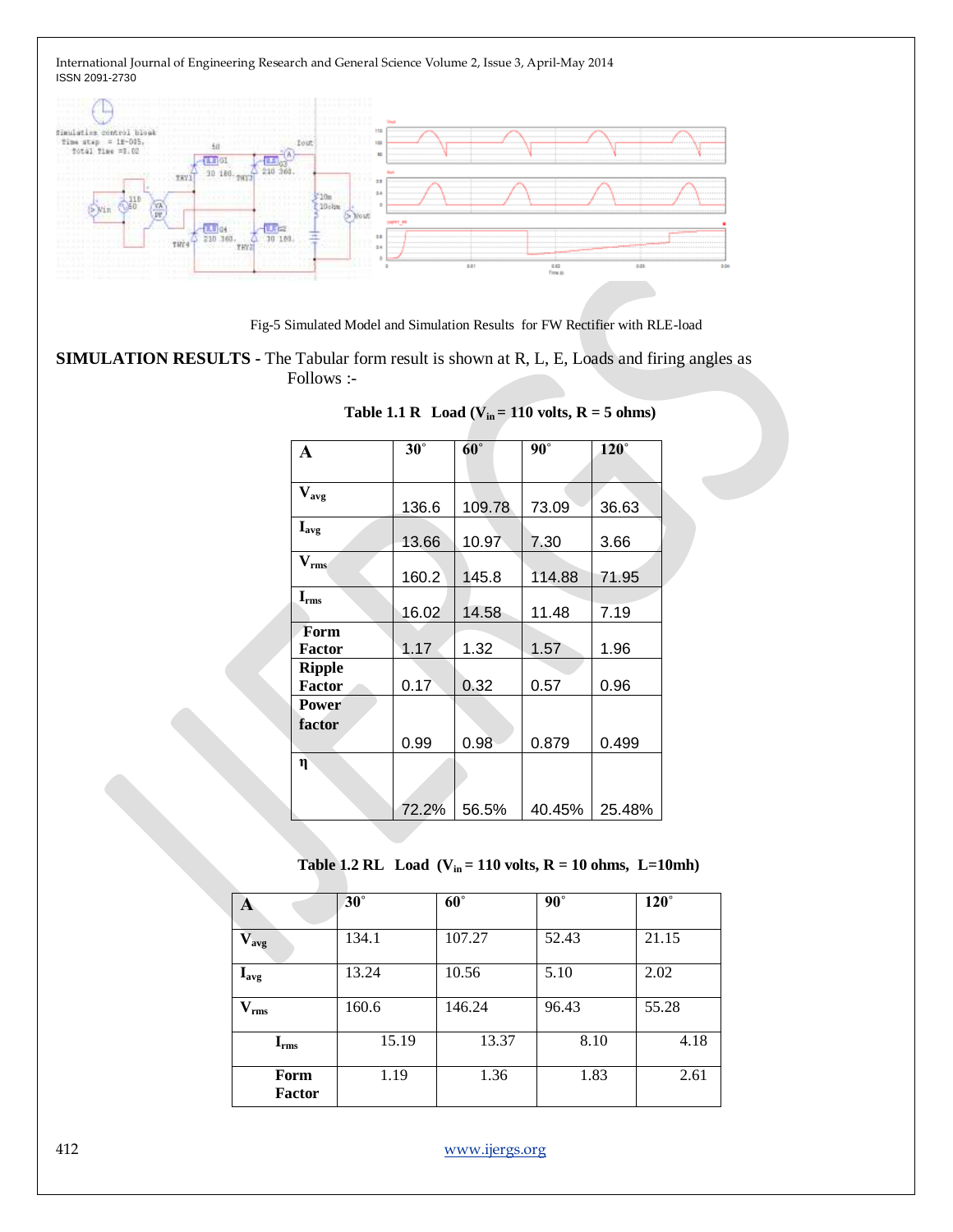Fig-5 Simulated Model and Simulation Results for FW Rectifier with RLE-load

**SIMULATION RESULTS -** The Tabular form result is shown at R, L, E, Loads and firing angles as Follows :-

**Table 1.1 R Load ($V_{in}$ = 110 volts, R = 5 ohms)**

| A | 30° | 60° | 90° | 120° |
|---|---|---|---|---|
| $V_{avg}$ | 136.6 | 109.78 | 73.09 | 36.63 |
| $I_{avg}$ | 13.66 | 10.97 | 7.30 | 3.66 |
| $V_{rms}$ | 160.2 | 145.8 | 114.88 | 71.95 |
| $I_{rms}$ | 16.02 | 14.58 | 11.48 | 7.19 |
| Form Factor | 1.17 | 1.32 | 1.57 | 1.96 |
| Ripple Factor | 0.17 | 0.32 | 0.57 | 0.96 |
| Power factor | 0.99 | 0.98 | 0.879 | 0.499 |
| η | 72.2% | 56.5% | 40.45% | 25.48% |

**Table 1.2 RL Load ($V_{in}$ = 110 volts, R = 10 ohms, L=10mh)**

| A | 30° | 60° | 90° | 120° |
|---|---|---|---|---|
| $V_{avg}$ | 134.1 | 107.27 | 52.43 | 21.15 |
| $I_{avg}$ | 13.24 | 10.56 | 5.10 | 2.02 |
| $V_{rms}$ | 160.6 | 146.24 | 96.43 | 55.28 |
| $I_{rms}$ | 15.19 | 13.37 | 8.10 | 4.18 |
| Form Factor | 1.19 | 1.36 | 1.83 | 2.61 |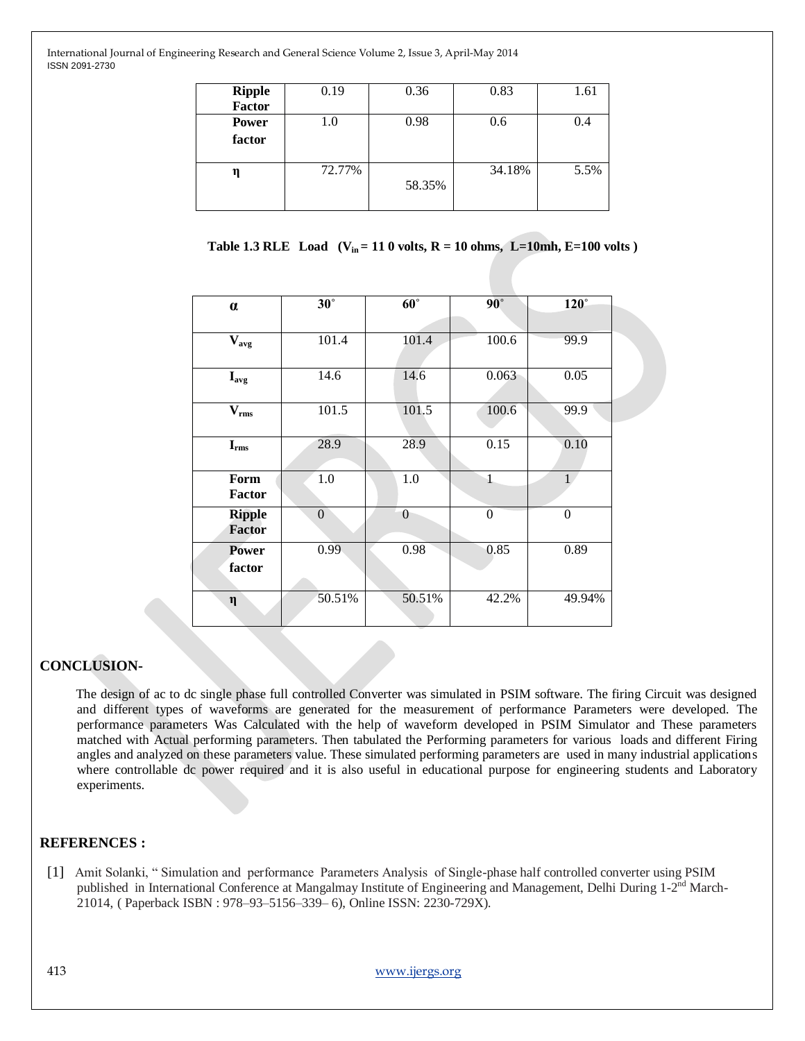| Ripple Factor | 0.19 | 0.36 | 0.83 | 1.61 |
|---|---|---|---|---|
| Power factor | 1.0 | 0.98 | 0.6 | 0.4 |
| η | 72.77% | 58.35% | 34.18% | 5.5% |

**Table 1.3 RLE Load ($V_{in}$ = 11 0 volts, R = 10 ohms, L=10mh, E=100 volts )**

| α | 30° | 60° | 90° | 120° |
|---|---|---|---|---|
| $V_{avg}$ | 101.4 | 101.4 | 100.6 | 99.9 |
| $I_{avg}$ | 14.6 | 14.6 | 0.063 | 0.05 |
| $V_{rms}$ | 101.5 | 101.5 | 100.6 | 99.9 |
| $I_{rms}$ | 28.9 | 28.9 | 0.15 | 0.10 |
| Form Factor | 1.0 | 1.0 | 1 | 1 |
| Ripple Factor | 0 | 0 | 0 | 0 |
| Power factor | 0.99 | 0.98 | 0.85 | 0.89 |
| η | 50.51% | 50.51% | 42.2% | 49.94% |

## CONCLUSION-

The design of ac to dc single phase full controlled Converter was simulated in PSIM software. The firing Circuit was designed and different types of waveforms are generated for the measurement of performance Parameters were developed. The performance parameters Was Calculated with the help of waveform developed in PSIM Simulator and These parameters matched with Actual performing parameters. Then tabulated the Performing parameters for various loads and different Firing angles and analyzed on these parameters value. These simulated performing parameters are used in many industrial applications where controllable dc power required and it is also useful in educational purpose for engineering students and Laboratory experiments.

## REFERENCES :

[1] Amit Solanki, " Simulation and performance Parameters Analysis of Single-phase half controlled converter using PSIM published in International Conference at Mangalmay Institute of Engineering and Management, Delhi During 1-2nd March-21014, ( Paperback ISBN : 978–93–5156–339– 6), Online ISSN: 2230-729X).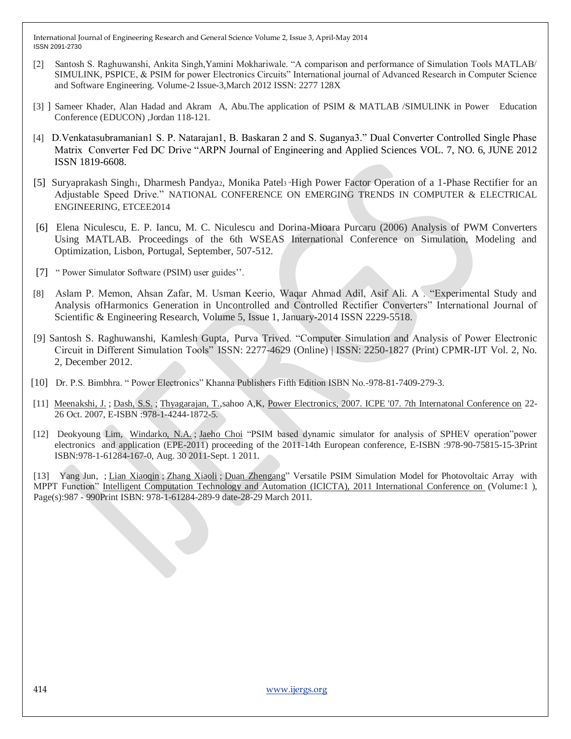[2] Santosh S. Raghuwanshi, Ankita Singh,Yamini Mokhariwale. "A comparison and performance of Simulation Tools MATLAB/ SIMULINK, PSPICE, & PSIM for power Electronics Circuits" International journal of Advanced Research in Computer Science and Software Engineering. Volume-2 Issue-3,March 2012 ISSN: 2277 128X

[3] ] Sameer Khader, Alan Hadad and Akram A, Abu.The application of PSIM & MATLAB /SIMULINK in Power Education Conference (EDUCON) ,Jordan 118-121.

[4] D.Venkatasubramanian1 S. P. Natarajan1, B. Baskaran 2 and S. Suganya3." Dual Converter Controlled Single Phase Matrix Converter Fed DC Drive "ARPN Journal of Engineering and Applied Sciences VOL. 7, NO. 6, JUNE 2012 ISSN 1819-6608.

[5] Suryaprakash Singh1, Dharmesh Pandya2, Monika Patel3 "High Power Factor Operation of a 1-Phase Rectifier for an Adjustable Speed Drive." NATIONAL CONFERENCE ON EMERGING TRENDS IN COMPUTER & ELECTRICAL ENGINEERING, ETCEE2014

[6] Elena Niculescu, E. P. Iancu, M. C. Niculescu and Dorina-Mioara Purcaru (2006) Analysis of PWM Converters Using MATLAB. Proceedings of the 6th WSEAS International Conference on Simulation, Modeling and Optimization, Lisbon, Portugal, September, 507-512.

[7] " Power Simulator Software (PSIM) user guides''.

[8] Aslam P. Memon, Ahsan Zafar, M. Usman Keerio, Waqar Ahmad Adil, Asif Ali. A . "Experimental Study and Analysis ofHarmonics Generation in Uncontrolled and Controlled Rectifier Converters" International Journal of Scientific & Engineering Research, Volume 5, Issue 1, January-2014 ISSN 2229-5518.

[9] Santosh S. Raghuwanshi, Kamlesh Gupta, Purva Trived. "Computer Simulation and Analysis of Power Electronic Circuit in Different Simulation Tools" ISSN: 2277-4629 (Online) | ISSN: 2250-1827 (Print) CPMR-IJT Vol. 2, No. 2, December 2012.

[10] Dr. P.S. Bimbhra. " Power Electronics" Khanna Publishers Fifth Edition ISBN No.-978-81-7409-279-3.

[11] Meenakshi, J. ; Dash, S.S. ; Thyagarajan, T.,sahoo A,K, Power Electronics, 2007. ICPE '07. 7th Internatonal Conference on 22-26 Oct. 2007, E-ISBN :978-1-4244-1872-5.

[12] Deokyoung Lim, Windarko, N.A. ; Jaeho Choi "PSIM based dynamic simulator for analysis of SPHEV operation"power electronics and application (EPE-2011) proceeding of the 2011-14th European conference, E-ISBN :978-90-75815-15-3Print ISBN:978-1-61284-167-0, Aug. 30 2011-Sept. 1 2011.

[13] Yang Jun, ; Lian Xiaoqin ; Zhang Xiaoli ; Duan Zhengang" Versatile PSIM Simulation Model for Photovoltaic Array with MPPT Function" Intelligent Computation Technology and Automation (ICICTA), 2011 International Conference on (Volume:1 ), Page(s):987 - 990Print ISBN: 978-1-61284-289-9 date-28-29 March 2011.